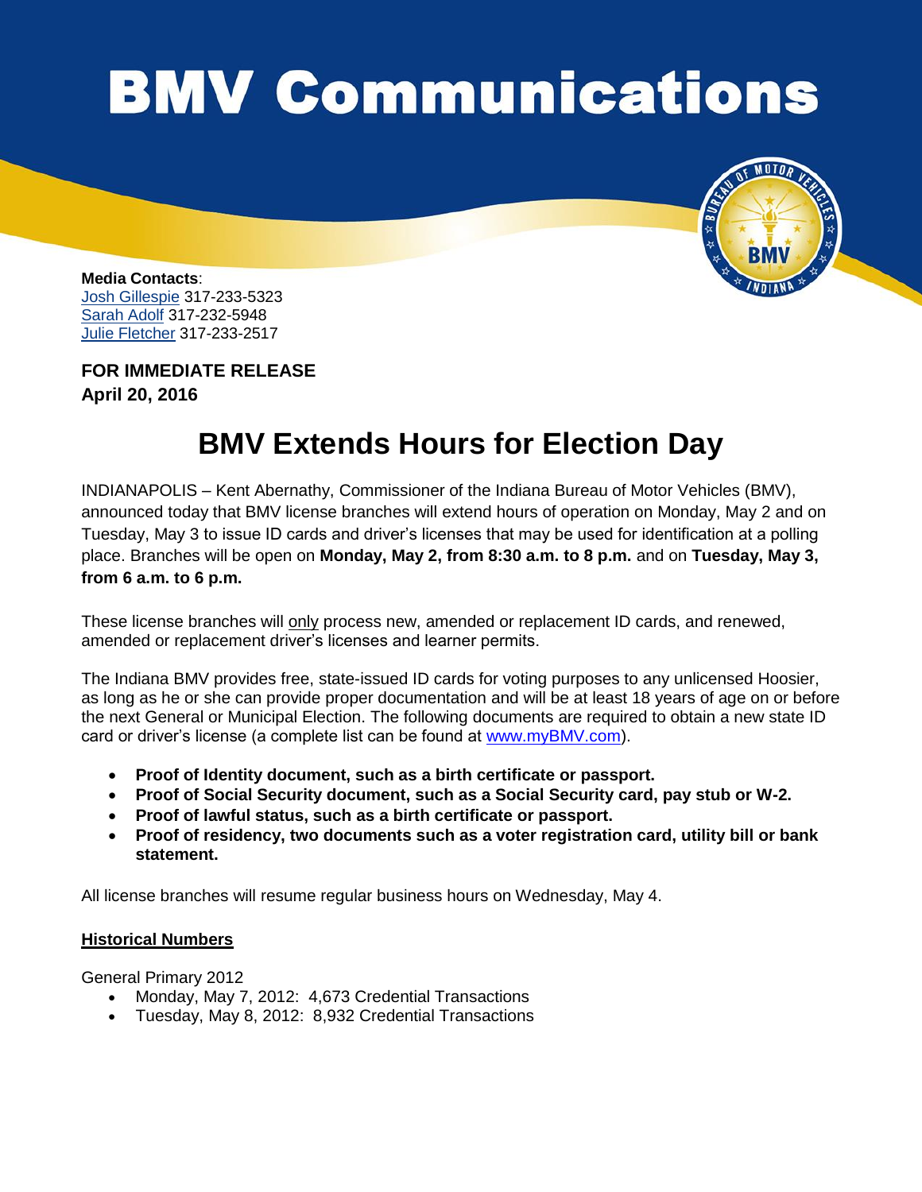# BMV Communications

**Media Contacts**:
[Josh Gillespie](#) 317-233-5323
[Sarah Adolf](#) 317-232-5948
[Julie Fletcher](#) 317-233-2517

**FOR IMMEDIATE RELEASE**
**April 20, 2016**

## BMV Extends Hours for Election Day

INDIANAPOLIS – Kent Abernathy, Commissioner of the Indiana Bureau of Motor Vehicles (BMV), announced today that BMV license branches will extend hours of operation on Monday, May 2 and on Tuesday, May 3 to issue ID cards and driver's licenses that may be used for identification at a polling place. Branches will be open on **Monday, May 2, from 8:30 a.m. to 8 p.m.** and on **Tuesday, May 3, from 6 a.m. to 6 p.m.**

These license branches will only process new, amended or replacement ID cards, and renewed, amended or replacement driver's licenses and learner permits.

The Indiana BMV provides free, state-issued ID cards for voting purposes to any unlicensed Hoosier, as long as he or she can provide proper documentation and will be at least 18 years of age on or before the next General or Municipal Election. The following documents are required to obtain a new state ID card or driver's license (a complete list can be found at [www.myBMV.com](www.myBMV.com)).

- **Proof of Identity document, such as a birth certificate or passport.**
- **Proof of Social Security document, such as a Social Security card, pay stub or W-2.**
- **Proof of lawful status, such as a birth certificate or passport.**
- **Proof of residency, two documents such as a voter registration card, utility bill or bank statement.**

All license branches will resume regular business hours on Wednesday, May 4.

**Historical Numbers**

General Primary 2012
- Monday, May 7, 2012: 4,673 Credential Transactions
- Tuesday, May 8, 2012: 8,932 Credential Transactions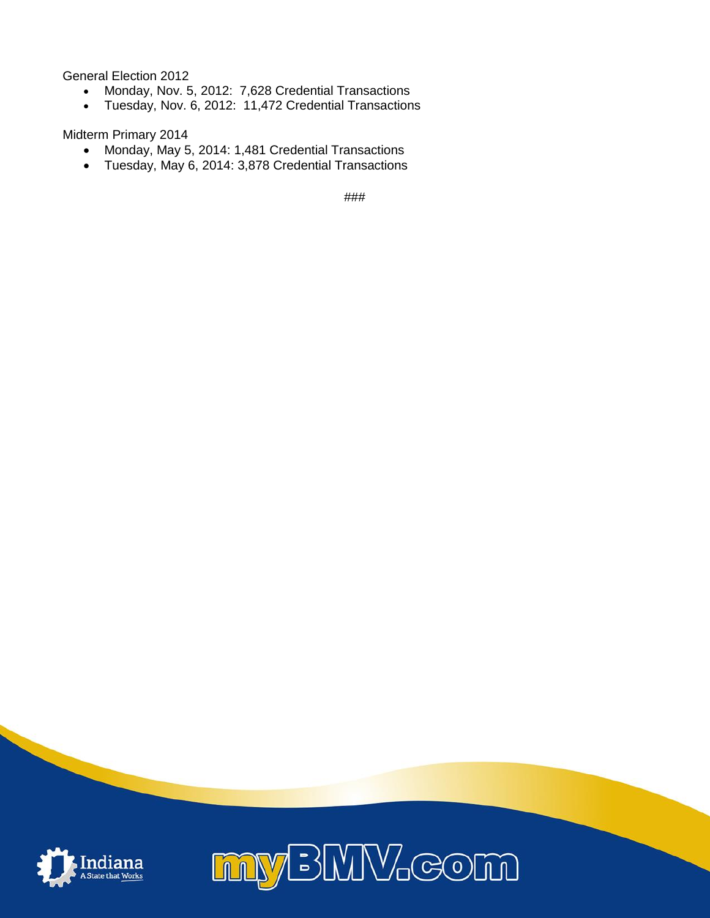General Election 2012

- Monday, Nov. 5, 2012: 7,628 Credential Transactions
- Tuesday, Nov. 6, 2012: 11,472 Credential Transactions

Midterm Primary 2014

- Monday, May 5, 2014: 1,481 Credential Transactions
- Tuesday, May 6, 2014: 3,878 Credential Transactions

###